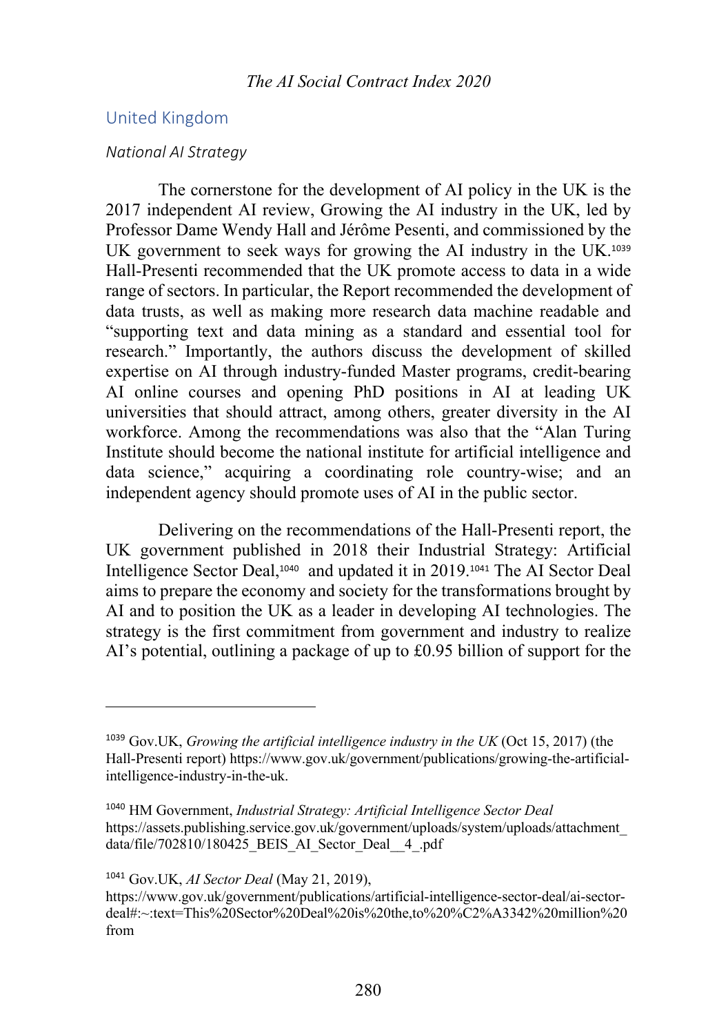## United Kingdom

### *National AI Strategy*

The cornerstone for the development of AI policy in the UK is the 2017 independent AI review, Growing the AI industry in the UK, led by Professor Dame Wendy Hall and Jérôme Pesenti, and commissioned by the UK government to seek ways for growing the AI industry in the UK.[1039] Hall-Presenti recommended that the UK promote access to data in a wide range of sectors. In particular, the Report recommended the development of data trusts, as well as making more research data machine readable and "supporting text and data mining as a standard and essential tool for research." Importantly, the authors discuss the development of skilled expertise on AI through industry-funded Master programs, credit-bearing AI online courses and opening PhD positions in AI at leading UK universities that should attract, among others, greater diversity in the AI workforce. Among the recommendations was also that the "Alan Turing Institute should become the national institute for artificial intelligence and data science," acquiring a coordinating role country-wise; and an independent agency should promote uses of AI in the public sector.

Delivering on the recommendations of the Hall-Presenti report, the UK government published in 2018 their Industrial Strategy: Artificial Intelligence Sector Deal,[1040] and updated it in 2019.[1041] The AI Sector Deal aims to prepare the economy and society for the transformations brought by AI and to position the UK as a leader in developing AI technologies. The strategy is the first commitment from government and industry to realize AI's potential, outlining a package of up to £0.95 billion of support for the

---

[1039] Gov.UK, *Growing the artificial intelligence industry in the UK* (Oct 15, 2017) (the Hall-Presenti report) https://www.gov.uk/government/publications/growing-the-artificial-intelligence-industry-in-the-uk.

[1040] HM Government, *Industrial Strategy: Artificial Intelligence Sector Deal* https://assets.publishing.service.gov.uk/government/uploads/system/uploads/attachment_data/file/702810/180425_BEIS_AI_Sector_Deal__4_.pdf

[1041] Gov.UK, *AI Sector Deal* (May 21, 2019), https://www.gov.uk/government/publications/artificial-intelligence-sector-deal/ai-sector-deal#:~:text=This%20Sector%20Deal%20is%20the,to%20%C2%A3342%20million%20from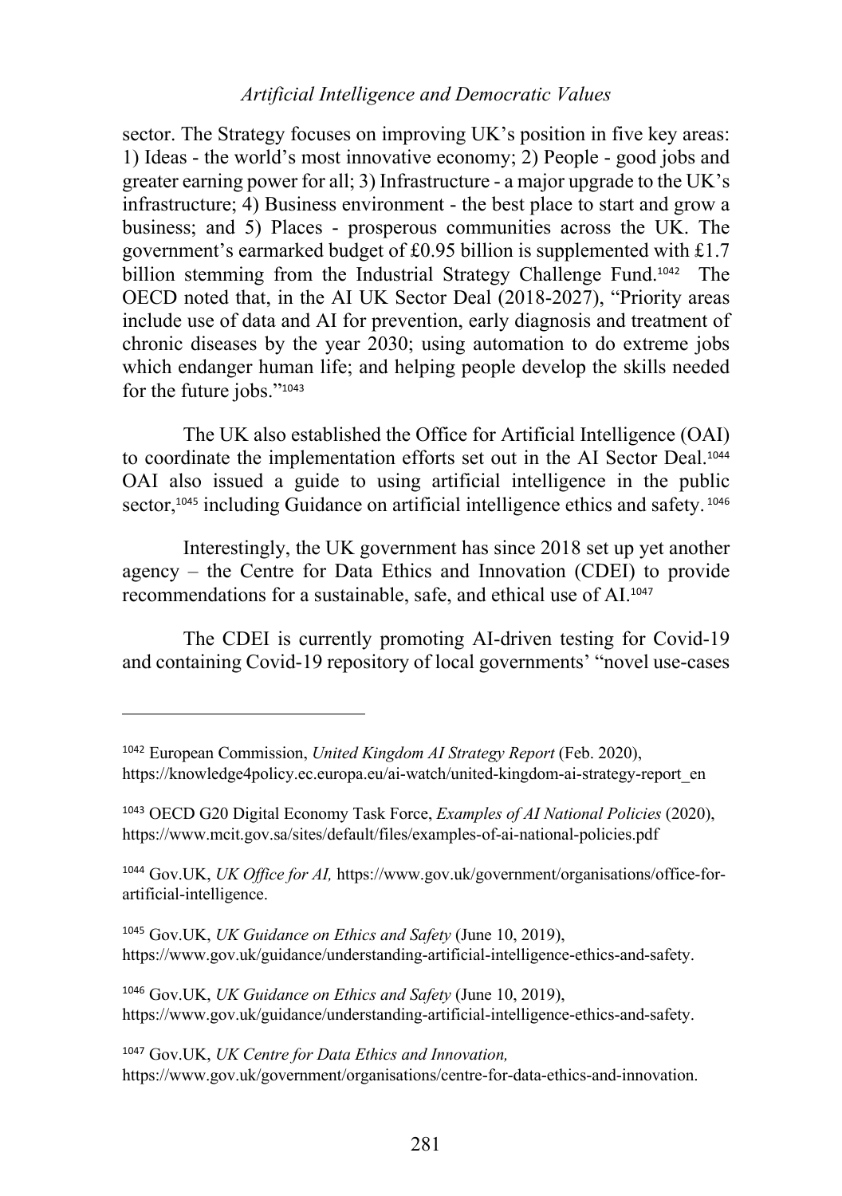sector. The Strategy focuses on improving UK's position in five key areas: 1) Ideas - the world's most innovative economy; 2) People - good jobs and greater earning power for all; 3) Infrastructure - a major upgrade to the UK's infrastructure; 4) Business environment - the best place to start and grow a business; and 5) Places - prosperous communities across the UK. The government's earmarked budget of £0.95 billion is supplemented with £1.7 billion stemming from the Industrial Strategy Challenge Fund.[1042] The OECD noted that, in the AI UK Sector Deal (2018-2027), "Priority areas include use of data and AI for prevention, early diagnosis and treatment of chronic diseases by the year 2030; using automation to do extreme jobs which endanger human life; and helping people develop the skills needed for the future jobs."[1043]

The UK also established the Office for Artificial Intelligence (OAI) to coordinate the implementation efforts set out in the AI Sector Deal.[1044] OAI also issued a guide to using artificial intelligence in the public sector,[1045] including Guidance on artificial intelligence ethics and safety.[1046]

Interestingly, the UK government has since 2018 set up yet another agency – the Centre for Data Ethics and Innovation (CDEI) to provide recommendations for a sustainable, safe, and ethical use of AI.[1047]

The CDEI is currently promoting AI-driven testing for Covid-19 and containing Covid-19 repository of local governments' "novel use-cases

---

[1042] European Commission, *United Kingdom AI Strategy Report* (Feb. 2020), https://knowledge4policy.ec.europa.eu/ai-watch/united-kingdom-ai-strategy-report_en

[1043] OECD G20 Digital Economy Task Force, *Examples of AI National Policies* (2020), https://www.mcit.gov.sa/sites/default/files/examples-of-ai-national-policies.pdf

[1044] Gov.UK, *UK Office for AI,* https://www.gov.uk/government/organisations/office-for-artificial-intelligence.

[1045] Gov.UK, *UK Guidance on Ethics and Safety* (June 10, 2019), https://www.gov.uk/guidance/understanding-artificial-intelligence-ethics-and-safety.

[1046] Gov.UK, *UK Guidance on Ethics and Safety* (June 10, 2019), https://www.gov.uk/guidance/understanding-artificial-intelligence-ethics-and-safety.

[1047] Gov.UK, *UK Centre for Data Ethics and Innovation,* https://www.gov.uk/government/organisations/centre-for-data-ethics-and-innovation.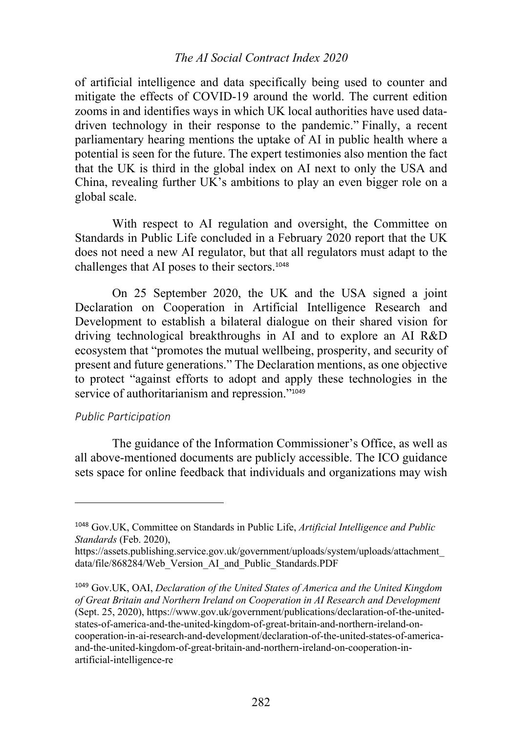of artificial intelligence and data specifically being used to counter and mitigate the effects of COVID-19 around the world. The current edition zooms in and identifies ways in which UK local authorities have used data-driven technology in their response to the pandemic." Finally, a recent parliamentary hearing mentions the uptake of AI in public health where a potential is seen for the future. The expert testimonies also mention the fact that the UK is third in the global index on AI next to only the USA and China, revealing further UK's ambitions to play an even bigger role on a global scale.

With respect to AI regulation and oversight, the Committee on Standards in Public Life concluded in a February 2020 report that the UK does not need a new AI regulator, but that all regulators must adapt to the challenges that AI poses to their sectors.[1048]

On 25 September 2020, the UK and the USA signed a joint Declaration on Cooperation in Artificial Intelligence Research and Development to establish a bilateral dialogue on their shared vision for driving technological breakthroughs in AI and to explore an AI R&D ecosystem that "promotes the mutual wellbeing, prosperity, and security of present and future generations." The Declaration mentions, as one objective to protect "against efforts to adopt and apply these technologies in the service of authoritarianism and repression."[1049]

*Public Participation*

The guidance of the Information Commissioner's Office, as well as all above-mentioned documents are publicly accessible. The ICO guidance sets space for online feedback that individuals and organizations may wish

---

[1048] Gov.UK, Committee on Standards in Public Life, *Artificial Intelligence and Public Standards* (Feb. 2020), https://assets.publishing.service.gov.uk/government/uploads/system/uploads/attachment_data/file/868284/Web_Version_AI_and_Public_Standards.PDF

[1049] Gov.UK, OAI, *Declaration of the United States of America and the United Kingdom of Great Britain and Northern Ireland on Cooperation in AI Research and Development* (Sept. 25, 2020), https://www.gov.uk/government/publications/declaration-of-the-united-states-of-america-and-the-united-kingdom-of-great-britain-and-northern-ireland-on-cooperation-in-ai-research-and-development/declaration-of-the-united-states-of-america-and-the-united-kingdom-of-great-britain-and-northern-ireland-on-cooperation-in-artificial-intelligence-re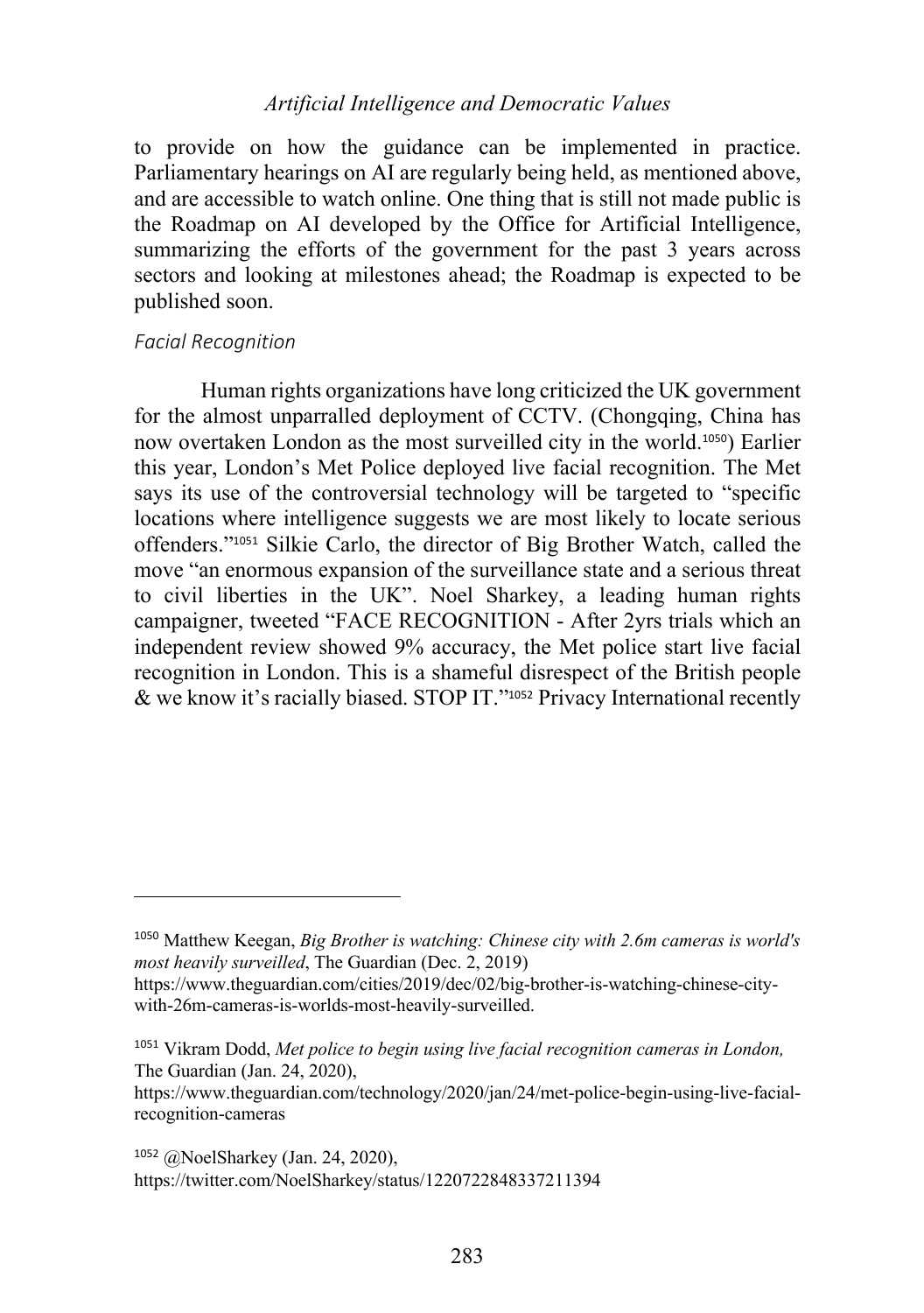to provide on how the guidance can be implemented in practice. Parliamentary hearings on AI are regularly being held, as mentioned above, and are accessible to watch online. One thing that is still not made public is the Roadmap on AI developed by the Office for Artificial Intelligence, summarizing the efforts of the government for the past 3 years across sectors and looking at milestones ahead; the Roadmap is expected to be published soon.

*Facial Recognition*

Human rights organizations have long criticized the UK government for the almost unparralled deployment of CCTV. (Chongqing, China has now overtaken London as the most surveilled city in the world.[1050]) Earlier this year, London's Met Police deployed live facial recognition. The Met says its use of the controversial technology will be targeted to "specific locations where intelligence suggests we are most likely to locate serious offenders."[1051] Silkie Carlo, the director of Big Brother Watch, called the move "an enormous expansion of the surveillance state and a serious threat to civil liberties in the UK". Noel Sharkey, a leading human rights campaigner, tweeted "FACE RECOGNITION - After 2yrs trials which an independent review showed 9% accuracy, the Met police start live facial recognition in London. This is a shameful disrespect of the British people & we know it's racially biased. STOP IT."[1052] Privacy International recently

---

[1050] Matthew Keegan, *Big Brother is watching: Chinese city with 2.6m cameras is world's most heavily surveilled*, The Guardian (Dec. 2, 2019) https://www.theguardian.com/cities/2019/dec/02/big-brother-is-watching-chinese-city-with-26m-cameras-is-worlds-most-heavily-surveilled.

[1051] Vikram Dodd, *Met police to begin using live facial recognition cameras in London,* The Guardian (Jan. 24, 2020), https://www.theguardian.com/technology/2020/jan/24/met-police-begin-using-live-facial-recognition-cameras

[1052] @NoelSharkey (Jan. 24, 2020), https://twitter.com/NoelSharkey/status/1220722848337211394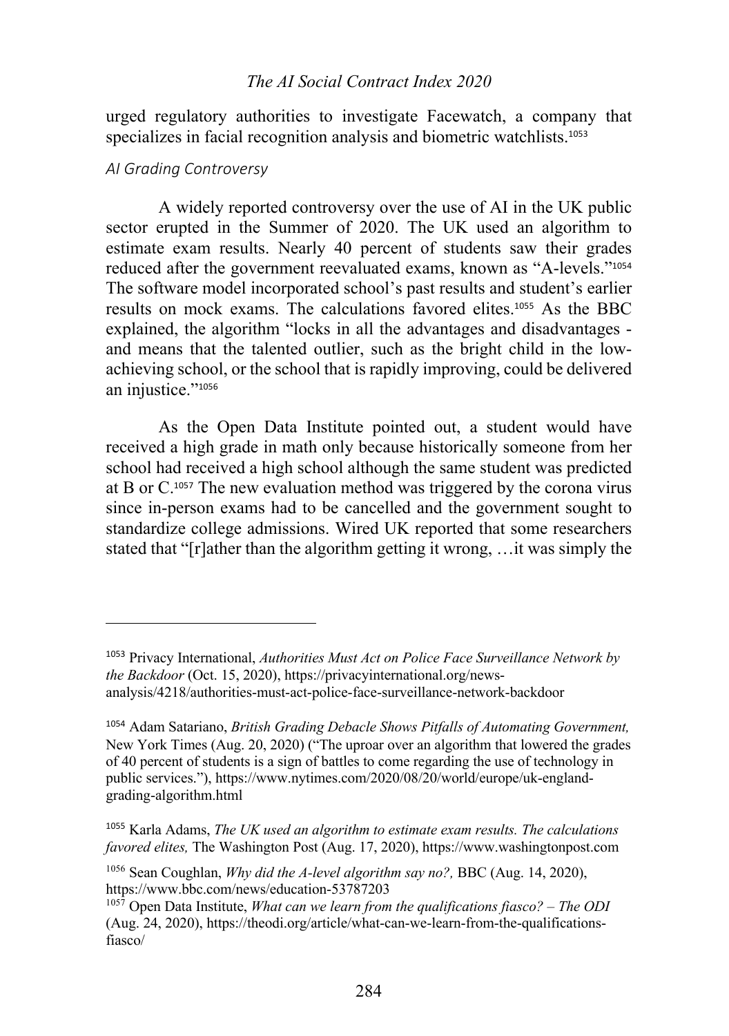urged regulatory authorities to investigate Facewatch, a company that specializes in facial recognition analysis and biometric watchlists.[1053]

### *AI Grading Controversy*

A widely reported controversy over the use of AI in the UK public sector erupted in the Summer of 2020. The UK used an algorithm to estimate exam results. Nearly 40 percent of students saw their grades reduced after the government reevaluated exams, known as "A-levels."[1054] The software model incorporated school's past results and student's earlier results on mock exams. The calculations favored elites.[1055] As the BBC explained, the algorithm "locks in all the advantages and disadvantages - and means that the talented outlier, such as the bright child in the low-achieving school, or the school that is rapidly improving, could be delivered an injustice."[1056]

As the Open Data Institute pointed out, a student would have received a high grade in math only because historically someone from her school had received a high school although the same student was predicted at B or C.[1057] The new evaluation method was triggered by the corona virus since in-person exams had to be cancelled and the government sought to standardize college admissions. Wired UK reported that some researchers stated that "[r]ather than the algorithm getting it wrong, …it was simply the

---

[1053] Privacy International, *Authorities Must Act on Police Face Surveillance Network by the Backdoor* (Oct. 15, 2020), https://privacyinternational.org/news-analysis/4218/authorities-must-act-police-face-surveillance-network-backdoor

[1054] Adam Satariano, *British Grading Debacle Shows Pitfalls of Automating Government,* New York Times (Aug. 20, 2020) ("The uproar over an algorithm that lowered the grades of 40 percent of students is a sign of battles to come regarding the use of technology in public services."), https://www.nytimes.com/2020/08/20/world/europe/uk-england-grading-algorithm.html

[1055] Karla Adams, *The UK used an algorithm to estimate exam results. The calculations favored elites,* The Washington Post (Aug. 17, 2020), https://www.washingtonpost.com

[1056] Sean Coughlan, *Why did the A-level algorithm say no?,* BBC (Aug. 14, 2020), https://www.bbc.com/news/education-53787203

[1057] Open Data Institute, *What can we learn from the qualifications fiasco? – The ODI* (Aug. 24, 2020), https://theodi.org/article/what-can-we-learn-from-the-qualifications-fiasco/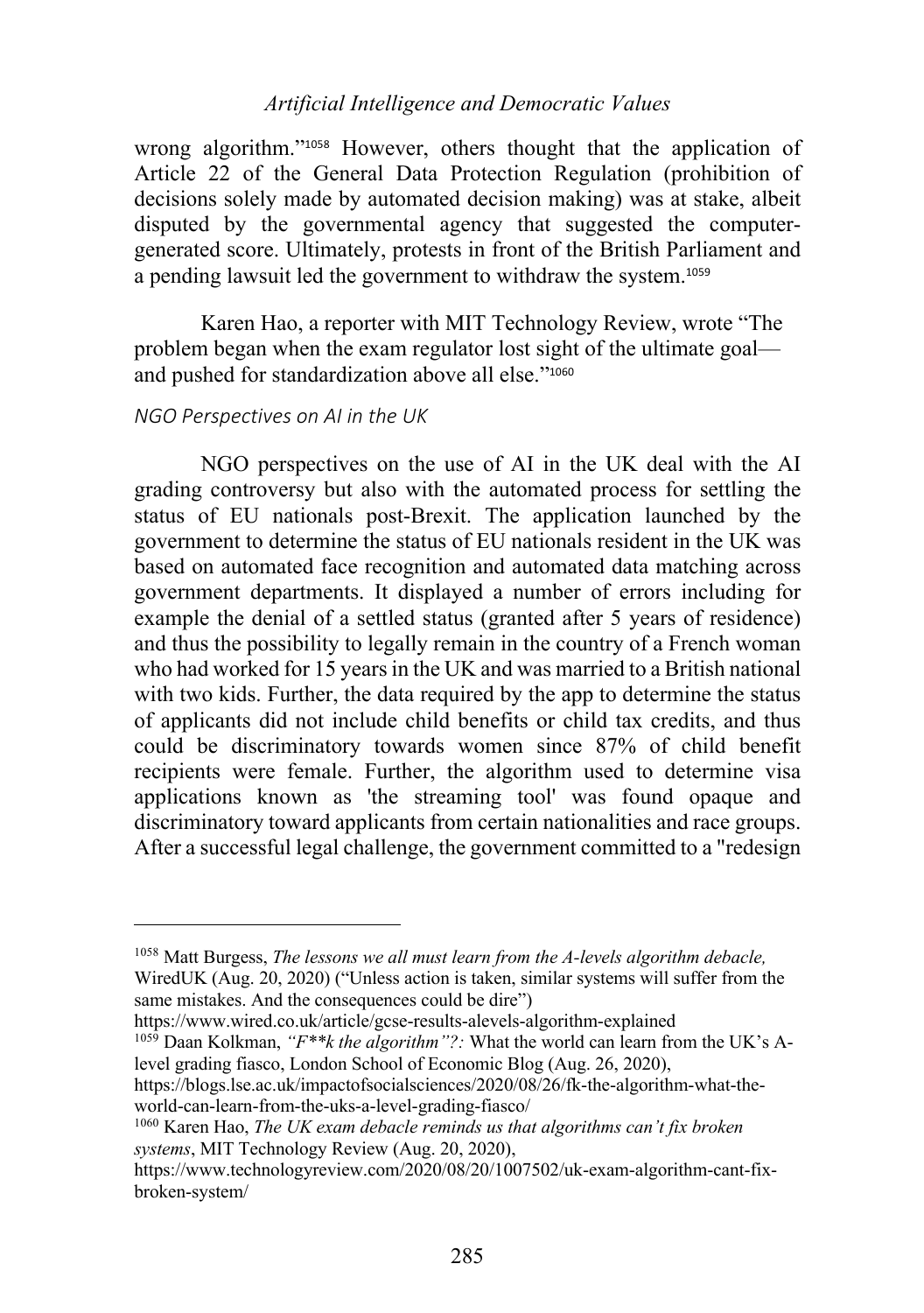wrong algorithm."[1058] However, others thought that the application of Article 22 of the General Data Protection Regulation (prohibition of decisions solely made by automated decision making) was at stake, albeit disputed by the governmental agency that suggested the computer-generated score. Ultimately, protests in front of the British Parliament and a pending lawsuit led the government to withdraw the system.[1059]

Karen Hao, a reporter with MIT Technology Review, wrote "The problem began when the exam regulator lost sight of the ultimate goal—and pushed for standardization above all else."[1060]

### *NGO Perspectives on AI in the UK*

NGO perspectives on the use of AI in the UK deal with the AI grading controversy but also with the automated process for settling the status of EU nationals post-Brexit. The application launched by the government to determine the status of EU nationals resident in the UK was based on automated face recognition and automated data matching across government departments. It displayed a number of errors including for example the denial of a settled status (granted after 5 years of residence) and thus the possibility to legally remain in the country of a French woman who had worked for 15 years in the UK and was married to a British national with two kids. Further, the data required by the app to determine the status of applicants did not include child benefits or child tax credits, and thus could be discriminatory towards women since 87% of child benefit recipients were female. Further, the algorithm used to determine visa applications known as 'the streaming tool' was found opaque and discriminatory toward applicants from certain nationalities and race groups. After a successful legal challenge, the government committed to a "redesign

---

[1058] Matt Burgess, *The lessons we all must learn from the A-levels algorithm debacle,* WiredUK (Aug. 20, 2020) ("Unless action is taken, similar systems will suffer from the same mistakes. And the consequences could be dire") https://www.wired.co.uk/article/gcse-results-alevels-algorithm-explained

[1059] Daan Kolkman, *"F**k the algorithm"?:* What the world can learn from the UK's A-level grading fiasco, London School of Economic Blog (Aug. 26, 2020), https://blogs.lse.ac.uk/impactofsocialsciences/2020/08/26/fk-the-algorithm-what-the-world-can-learn-from-the-uks-a-level-grading-fiasco/

[1060] Karen Hao, *The UK exam debacle reminds us that algorithms can't fix broken systems*, MIT Technology Review (Aug. 20, 2020), https://www.technologyreview.com/2020/08/20/1007502/uk-exam-algorithm-cant-fix-broken-system/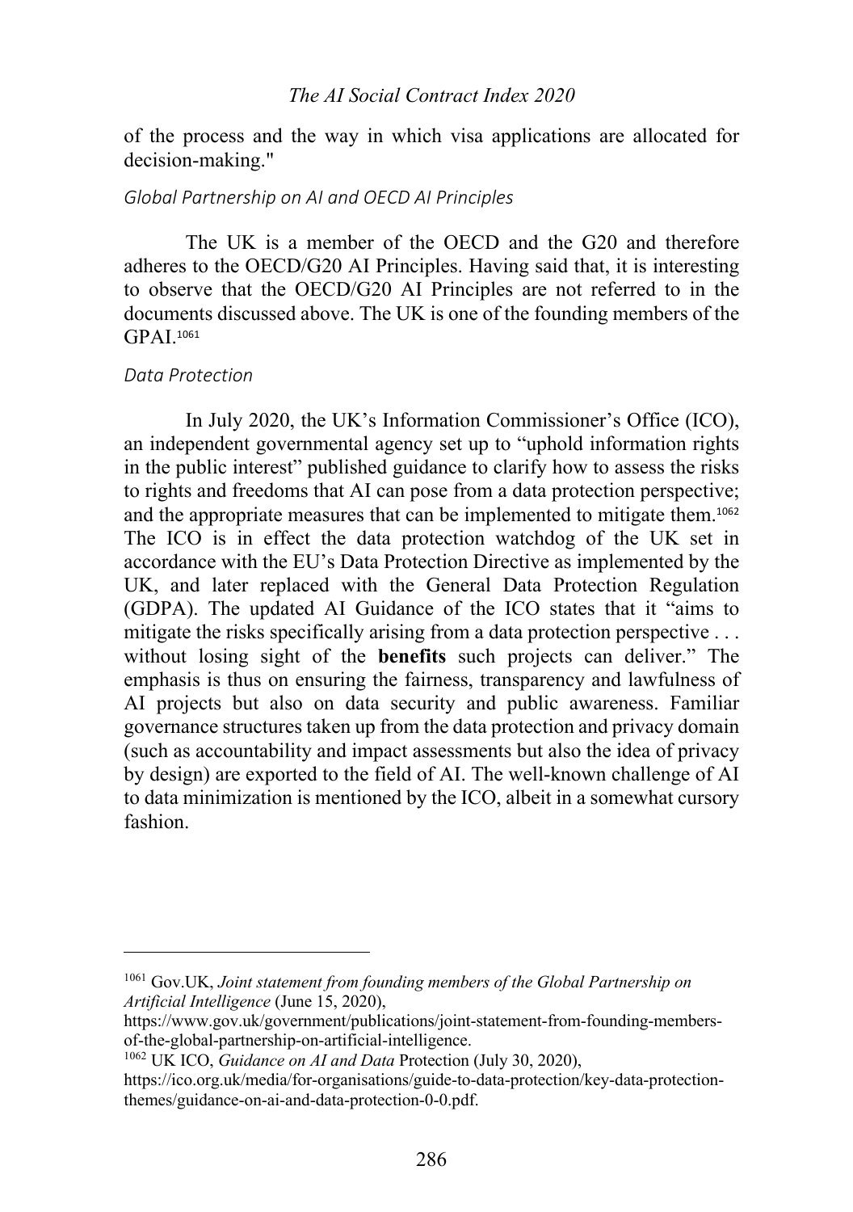of the process and the way in which visa applications are allocated for decision-making."

*Global Partnership on AI and OECD AI Principles*

The UK is a member of the OECD and the G20 and therefore adheres to the OECD/G20 AI Principles. Having said that, it is interesting to observe that the OECD/G20 AI Principles are not referred to in the documents discussed above. The UK is one of the founding members of the GPAI.[1061]

*Data Protection*

In July 2020, the UK's Information Commissioner's Office (ICO), an independent governmental agency set up to "uphold information rights in the public interest" published guidance to clarify how to assess the risks to rights and freedoms that AI can pose from a data protection perspective; and the appropriate measures that can be implemented to mitigate them.[1062] The ICO is in effect the data protection watchdog of the UK set in accordance with the EU's Data Protection Directive as implemented by the UK, and later replaced with the General Data Protection Regulation (GDPA). The updated AI Guidance of the ICO states that it "aims to mitigate the risks specifically arising from a data protection perspective . . . without losing sight of the **benefits** such projects can deliver." The emphasis is thus on ensuring the fairness, transparency and lawfulness of AI projects but also on data security and public awareness. Familiar governance structures taken up from the data protection and privacy domain (such as accountability and impact assessments but also the idea of privacy by design) are exported to the field of AI. The well-known challenge of AI to data minimization is mentioned by the ICO, albeit in a somewhat cursory fashion.

---

[1061] Gov.UK, *Joint statement from founding members of the Global Partnership on Artificial Intelligence* (June 15, 2020), https://www.gov.uk/government/publications/joint-statement-from-founding-members-of-the-global-partnership-on-artificial-intelligence.

[1062] UK ICO, *Guidance on AI and Data* Protection (July 30, 2020), https://ico.org.uk/media/for-organisations/guide-to-data-protection/key-data-protection-themes/guidance-on-ai-and-data-protection-0-0.pdf.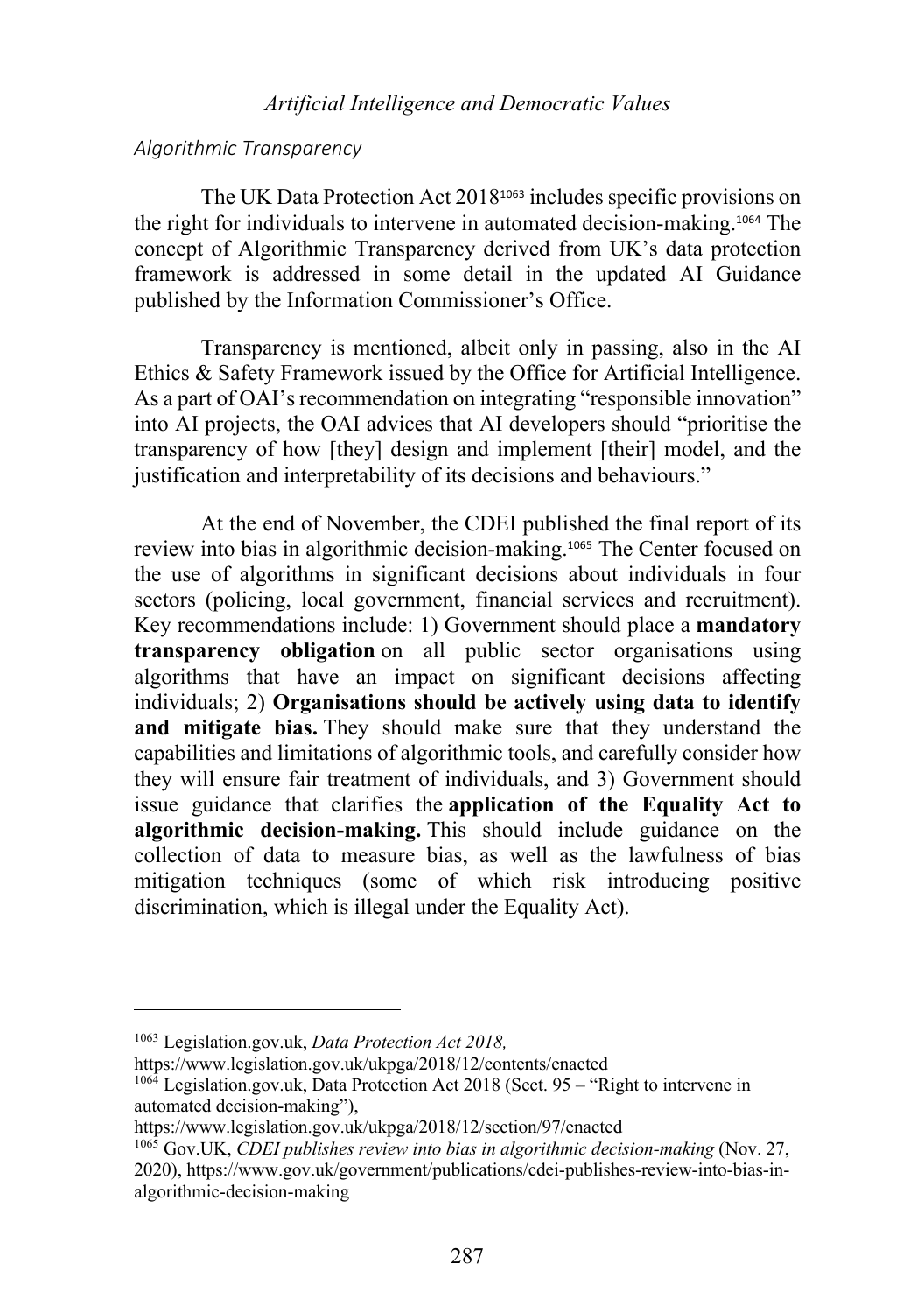### *Algorithmic Transparency*

The UK Data Protection Act 2018[1063] includes specific provisions on the right for individuals to intervene in automated decision-making.[1064] The concept of Algorithmic Transparency derived from UK's data protection framework is addressed in some detail in the updated AI Guidance published by the Information Commissioner's Office.

Transparency is mentioned, albeit only in passing, also in the AI Ethics & Safety Framework issued by the Office for Artificial Intelligence. As a part of OAI's recommendation on integrating "responsible innovation" into AI projects, the OAI advices that AI developers should "prioritise the transparency of how [they] design and implement [their] model, and the justification and interpretability of its decisions and behaviours."

At the end of November, the CDEI published the final report of its review into bias in algorithmic decision-making.[1065] The Center focused on the use of algorithms in significant decisions about individuals in four sectors (policing, local government, financial services and recruitment). Key recommendations include: 1) Government should place a **mandatory transparency obligation** on all public sector organisations using algorithms that have an impact on significant decisions affecting individuals; 2) **Organisations should be actively using data to identify and mitigate bias.** They should make sure that they understand the capabilities and limitations of algorithmic tools, and carefully consider how they will ensure fair treatment of individuals, and 3) Government should issue guidance that clarifies the **application of the Equality Act to algorithmic decision-making.** This should include guidance on the collection of data to measure bias, as well as the lawfulness of bias mitigation techniques (some of which risk introducing positive discrimination, which is illegal under the Equality Act).

---

[1063] Legislation.gov.uk, *Data Protection Act 2018,* https://www.legislation.gov.uk/ukpga/2018/12/contents/enacted

[1064] Legislation.gov.uk, Data Protection Act 2018 (Sect. 95 – "Right to intervene in automated decision-making"), https://www.legislation.gov.uk/ukpga/2018/12/section/97/enacted

[1065] Gov.UK, *CDEI publishes review into bias in algorithmic decision-making* (Nov. 27, 2020), https://www.gov.uk/government/publications/cdei-publishes-review-into-bias-in-algorithmic-decision-making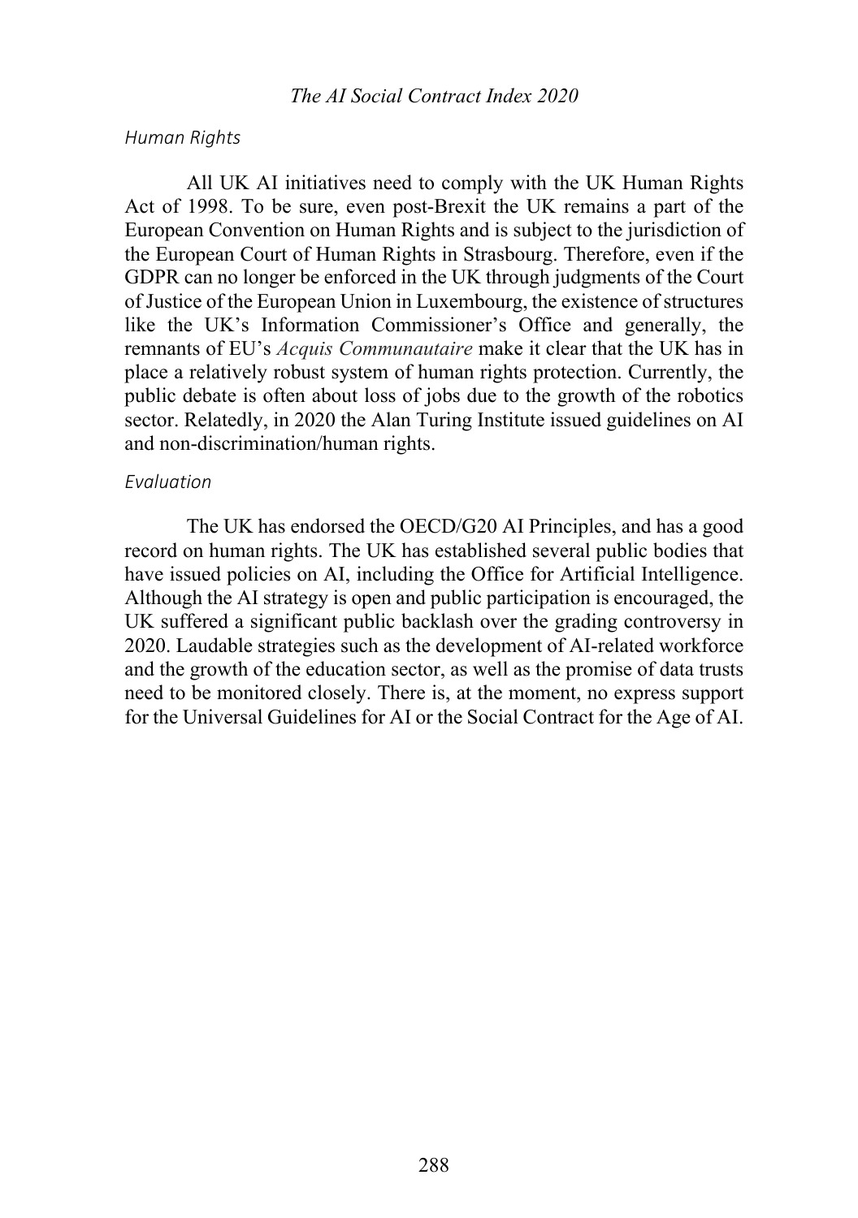*Human Rights*

All UK AI initiatives need to comply with the UK Human Rights Act of 1998. To be sure, even post-Brexit the UK remains a part of the European Convention on Human Rights and is subject to the jurisdiction of the European Court of Human Rights in Strasbourg. Therefore, even if the GDPR can no longer be enforced in the UK through judgments of the Court of Justice of the European Union in Luxembourg, the existence of structures like the UK's Information Commissioner's Office and generally, the remnants of EU's *Acquis Communautaire* make it clear that the UK has in place a relatively robust system of human rights protection. Currently, the public debate is often about loss of jobs due to the growth of the robotics sector. Relatedly, in 2020 the Alan Turing Institute issued guidelines on AI and non-discrimination/human rights.

*Evaluation*

The UK has endorsed the OECD/G20 AI Principles, and has a good record on human rights. The UK has established several public bodies that have issued policies on AI, including the Office for Artificial Intelligence. Although the AI strategy is open and public participation is encouraged, the UK suffered a significant public backlash over the grading controversy in 2020. Laudable strategies such as the development of AI-related workforce and the growth of the education sector, as well as the promise of data trusts need to be monitored closely. There is, at the moment, no express support for the Universal Guidelines for AI or the Social Contract for the Age of AI.